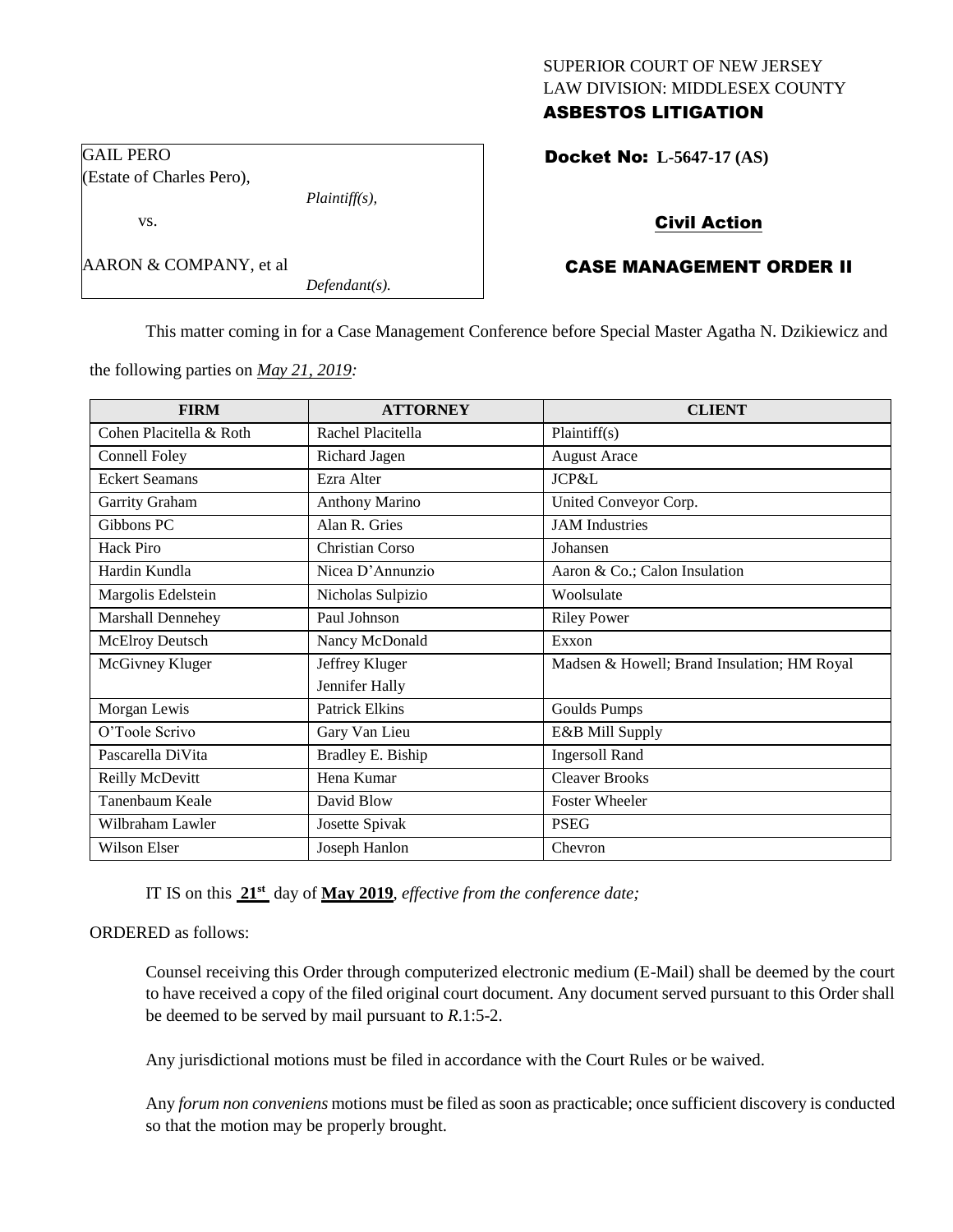SUPERIOR COURT OF NEW JERSEY
LAW DIVISION: MIDDLESEX COUNTY
**ASBESTOS LITIGATION**

GAIL PERO
(Estate of Charles Pero),
*Plaintiff(s),*

vs.

AARON & COMPANY, et al
*Defendant(s).*

**Docket No: L-5647-17 (AS)**

**Civil Action**

**CASE MANAGEMENT ORDER II**

This matter coming in for a Case Management Conference before Special Master Agatha N. Dzikiewicz and the following parties on *May 21, 2019:*

| FIRM | ATTORNEY | CLIENT |
|---|---|---|
| Cohen Placitella & Roth | Rachel Placitella | Plaintiff(s) |
| Connell Foley | Richard Jagen | August Arace |
| Eckert Seamans | Ezra Alter | JCP&L |
| Garrity Graham | Anthony Marino | United Conveyor Corp. |
| Gibbons PC | Alan R. Gries | JAM Industries |
| Hack Piro | Christian Corso | Johansen |
| Hardin Kundla | Nicea D'Annunzio | Aaron & Co.; Calon Insulation |
| Margolis Edelstein | Nicholas Sulpizio | Woolsulate |
| Marshall Dennehey | Paul Johnson | Riley Power |
| McElroy Deutsch | Nancy McDonald | Exxon |
| McGivney Kluger | Jeffrey Kluger<br>Jennifer Hally | Madsen & Howell; Brand Insulation; HM Royal |
| Morgan Lewis | Patrick Elkins | Goulds Pumps |
| O'Toole Scrivo | Gary Van Lieu | E&B Mill Supply |
| Pascarella DiVita | Bradley E. Biship | Ingersoll Rand |
| Reilly McDevitt | Hena Kumar | Cleaver Brooks |
| Tanenbaum Keale | David Blow | Foster Wheeler |
| Wilbraham Lawler | Josette Spivak | PSEG |
| Wilson Elser | Joseph Hanlon | Chevron |

IT IS on this **21st** day of **May 2019**, *effective from the conference date;*

ORDERED as follows:

Counsel receiving this Order through computerized electronic medium (E-Mail) shall be deemed by the court to have received a copy of the filed original court document. Any document served pursuant to this Order shall be deemed to be served by mail pursuant to *R*.1:5-2.

Any jurisdictional motions must be filed in accordance with the Court Rules or be waived.

Any *forum non conveniens* motions must be filed as soon as practicable; once sufficient discovery is conducted so that the motion may be properly brought.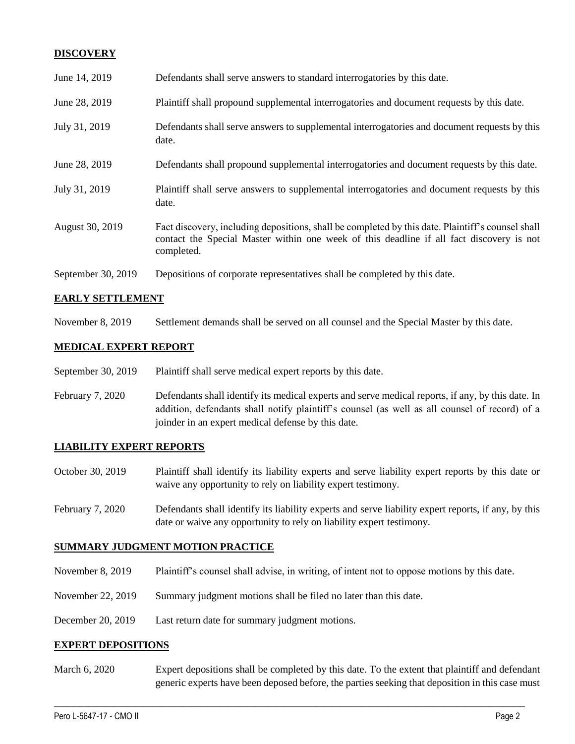## DISCOVERY

| | |
|---|---|
| June 14, 2019 | Defendants shall serve answers to standard interrogatories by this date. |
| June 28, 2019 | Plaintiff shall propound supplemental interrogatories and document requests by this date. |
| July 31, 2019 | Defendants shall serve answers to supplemental interrogatories and document requests by this date. |
| June 28, 2019 | Defendants shall propound supplemental interrogatories and document requests by this date. |
| July 31, 2019 | Plaintiff shall serve answers to supplemental interrogatories and document requests by this date. |
| August 30, 2019 | Fact discovery, including depositions, shall be completed by this date. Plaintiff's counsel shall contact the Special Master within one week of this deadline if all fact discovery is not completed. |
| September 30, 2019 | Depositions of corporate representatives shall be completed by this date. |

## EARLY SETTLEMENT

| | |
|---|---|
| November 8, 2019 | Settlement demands shall be served on all counsel and the Special Master by this date. |

## MEDICAL EXPERT REPORT

| | |
|---|---|
| September 30, 2019 | Plaintiff shall serve medical expert reports by this date. |
| February 7, 2020 | Defendants shall identify its medical experts and serve medical reports, if any, by this date. In addition, defendants shall notify plaintiff's counsel (as well as all counsel of record) of a joinder in an expert medical defense by this date. |

## LIABILITY EXPERT REPORTS

| | |
|---|---|
| October 30, 2019 | Plaintiff shall identify its liability experts and serve liability expert reports by this date or waive any opportunity to rely on liability expert testimony. |
| February 7, 2020 | Defendants shall identify its liability experts and serve liability expert reports, if any, by this date or waive any opportunity to rely on liability expert testimony. |

## SUMMARY JUDGMENT MOTION PRACTICE

| | |
|---|---|
| November 8, 2019 | Plaintiff's counsel shall advise, in writing, of intent not to oppose motions by this date. |
| November 22, 2019 | Summary judgment motions shall be filed no later than this date. |
| December 20, 2019 | Last return date for summary judgment motions. |

## EXPERT DEPOSITIONS

| | |
|---|---|
| March 6, 2020 | Expert depositions shall be completed by this date. To the extent that plaintiff and defendant generic experts have been deposed before, the parties seeking that deposition in this case must |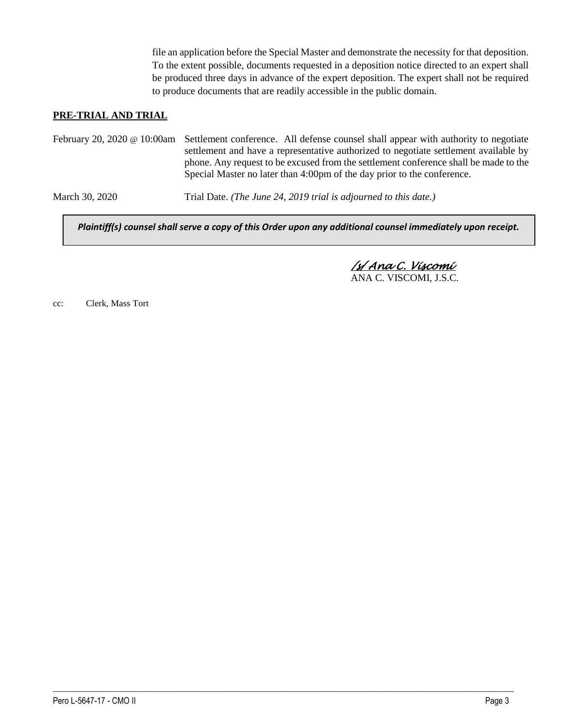file an application before the Special Master and demonstrate the necessity for that deposition. To the extent possible, documents requested in a deposition notice directed to an expert shall be produced three days in advance of the expert deposition. The expert shall not be required to produce documents that are readily accessible in the public domain.

**PRE-TRIAL AND TRIAL**

| | |
|---|---|
| February 20, 2020 @ 10:00am | Settlement conference. All defense counsel shall appear with authority to negotiate settlement and have a representative authorized to negotiate settlement available by phone. Any request to be excused from the settlement conference shall be made to the Special Master no later than 4:00pm of the day prior to the conference. |
| March 30, 2020 | Trial Date. *(The June 24, 2019 trial is adjourned to this date.)* |

***Plaintiff(s) counsel shall serve a copy of this Order upon any additional counsel immediately upon receipt.***

/s/ Ana C. Viscomi
ANA C. VISCOMI, J.S.C.

cc: Clerk, Mass Tort